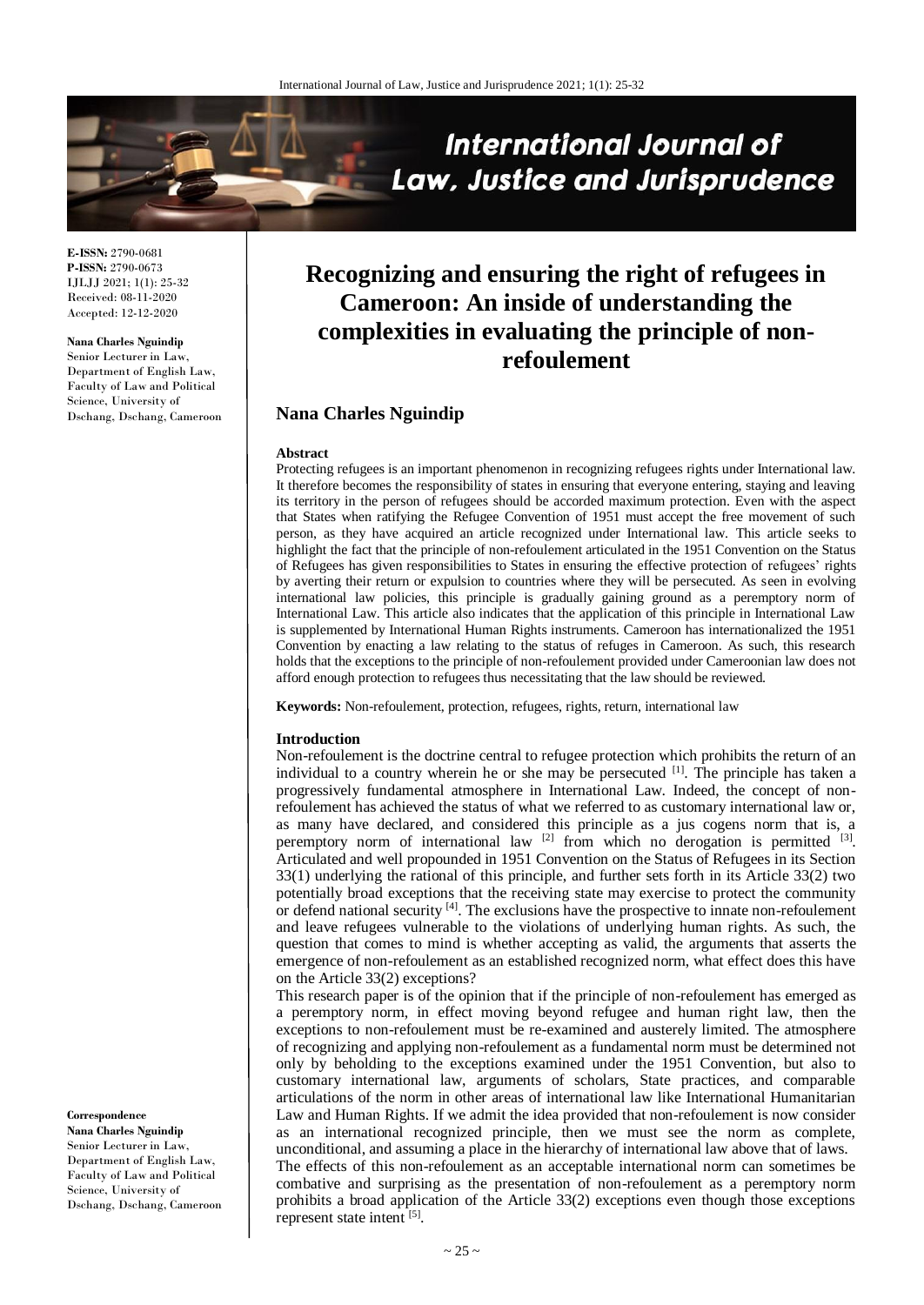# Recognizing and ensuring the right of refugees in Cameroon: An inside of understanding the complexities in evaluating the principle of non-refoulement

**Nana Charles Nguindip**

E-ISSN: 2790-0681
P-ISSN: 2790-0673
IJLJJ 2021; 1(1): 25-32
Received: 08-11-2020
Accepted: 12-12-2020

**Nana Charles Nguindip**
Senior Lecturer in Law, Department of English Law, Faculty of Law and Political Science, University of Dschang, Dschang, Cameroon

**Correspondence**
**Nana Charles Nguindip**
Senior Lecturer in Law, Department of English Law, Faculty of Law and Political Science, University of Dschang, Dschang, Cameroon

### Abstract

Protecting refugees is an important phenomenon in recognizing refugees rights under International law. It therefore becomes the responsibility of states in ensuring that everyone entering, staying and leaving its territory in the person of refugees should be accorded maximum protection. Even with the aspect that States when ratifying the Refugee Convention of 1951 must accept the free movement of such person, as they have acquired an article recognized under International law. This article seeks to highlight the fact that the principle of non-refoulement articulated in the 1951 Convention on the Status of Refugees has given responsibilities to States in ensuring the effective protection of refugees' rights by averting their return or expulsion to countries where they will be persecuted. As seen in evolving international law policies, this principle is gradually gaining ground as a peremptory norm of International Law. This article also indicates that the application of this principle in International Law is supplemented by International Human Rights instruments. Cameroon has internationalized the 1951 Convention by enacting a law relating to the status of refuges in Cameroon. As such, this research holds that the exceptions to the principle of non-refoulement provided under Cameroonian law does not afford enough protection to refugees thus necessitating that the law should be reviewed.

**Keywords:** Non-refoulement, protection, refugees, rights, return, international law

### Introduction

Non-refoulement is the doctrine central to refugee protection which prohibits the return of an individual to a country wherein he or she may be persecuted [1]. The principle has taken a progressively fundamental atmosphere in International Law. Indeed, the concept of non-refoulement has achieved the status of what we referred to as customary international law or, as many have declared, and considered this principle as a jus cogens norm that is, a peremptory norm of international law [2] from which no derogation is permitted [3]. Articulated and well propounded in 1951 Convention on the Status of Refugees in its Section 33(1) underlying the rational of this principle, and further sets forth in its Article 33(2) two potentially broad exceptions that the receiving state may exercise to protect the community or defend national security [4]. The exclusions have the prospective to innate non-refoulement and leave refugees vulnerable to the violations of underlying human rights. As such, the question that comes to mind is whether accepting as valid, the arguments that asserts the emergence of non-refoulement as an established recognized norm, what effect does this have on the Article 33(2) exceptions?

This research paper is of the opinion that if the principle of non-refoulement has emerged as a peremptory norm, in effect moving beyond refugee and human right law, then the exceptions to non-refoulement must be re-examined and austerely limited. The atmosphere of recognizing and applying non-refoulement as a fundamental norm must be determined not only by beholding to the exceptions examined under the 1951 Convention, but also to customary international law, arguments of scholars, State practices, and comparable articulations of the norm in other areas of international law like International Humanitarian Law and Human Rights. If we admit the idea provided that non-refoulement is now consider as an international recognized principle, then we must see the norm as complete, unconditional, and assuming a place in the hierarchy of international law above that of laws.

The effects of this non-refoulement as an acceptable international norm can sometimes be combative and surprising as the presentation of non-refoulement as a peremptory norm prohibits a broad application of the Article 33(2) exceptions even though those exceptions represent state intent [5].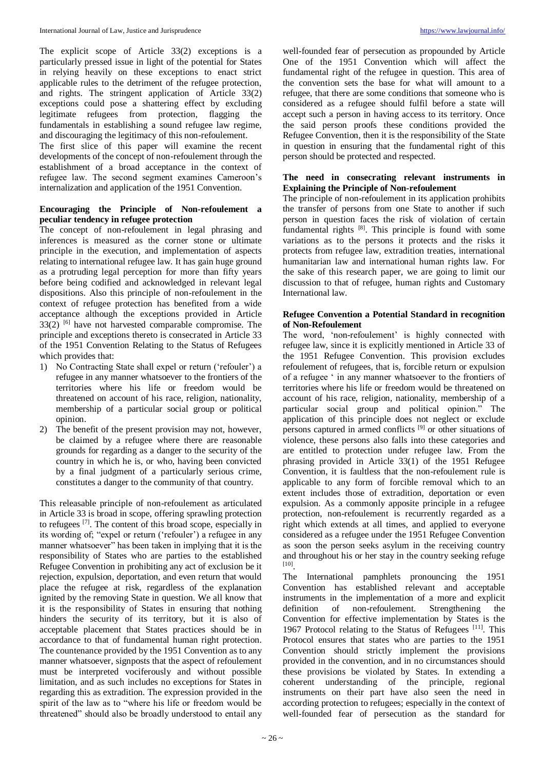The explicit scope of Article 33(2) exceptions is a particularly pressed issue in light of the potential for States in relying heavily on these exceptions to enact strict applicable rules to the detriment of the refugee protection, and rights. The stringent application of Article 33(2) exceptions could pose a shattering effect by excluding legitimate refugees from protection, flagging the fundamentals in establishing a sound refugee law regime, and discouraging the legitimacy of this non-refoulement.

The first slice of this paper will examine the recent developments of the concept of non-refoulement through the establishment of a broad acceptance in the context of refugee law. The second segment examines Cameroon's internalization and application of the 1951 Convention.

## Encouraging the Principle of Non-refoulement a peculiar tendency in refugee protection

The concept of non-refoulement in legal phrasing and inferences is measured as the corner stone or ultimate principle in the execution, and implementation of aspects relating to international refugee law. It has gain huge ground as a protruding legal perception for more than fifty years before being codified and acknowledged in relevant legal dispositions. Also this principle of non-refoulement in the context of refugee protection has benefited from a wide acceptance although the exceptions provided in Article 33(2) [6] have not harvested comparable compromise. The principle and exceptions thereto is consecrated in Article 33 of the 1951 Convention Relating to the Status of Refugees which provides that:

1) No Contracting State shall expel or return ('refouler') a refugee in any manner whatsoever to the frontiers of the territories where his life or freedom would be threatened on account of his race, religion, nationality, membership of a particular social group or political opinion.
2) The benefit of the present provision may not, however, be claimed by a refugee where there are reasonable grounds for regarding as a danger to the security of the country in which he is, or who, having been convicted by a final judgment of a particularly serious crime, constitutes a danger to the community of that country.

This releasable principle of non-refoulement as articulated in Article 33 is broad in scope, offering sprawling protection to refugees [7]. The content of this broad scope, especially in its wording of; "expel or return ('refouler') a refugee in any manner whatsoever" has been taken in implying that it is the responsibility of States who are parties to the established Refugee Convention in prohibiting any act of exclusion be it rejection, expulsion, deportation, and even return that would place the refugee at risk, regardless of the explanation ignited by the removing State in question. We all know that it is the responsibility of States in ensuring that nothing hinders the security of its territory, but it is also of acceptable placement that States practices should be in accordance to that of fundamental human right protection. The countenance provided by the 1951 Convention as to any manner whatsoever, signposts that the aspect of refoulement must be interpreted vociferously and without possible limitation, and as such includes no exceptions for States in regarding this as extradition. The expression provided in the spirit of the law as to "where his life or freedom would be threatened" should also be broadly understood to entail any well-founded fear of persecution as propounded by Article One of the 1951 Convention which will affect the fundamental right of the refugee in question. This area of the convention sets the base for what will amount to a refugee, that there are some conditions that someone who is considered as a refugee should fulfil before a state will accept such a person in having access to its territory. Once the said person proofs these conditions provided the Refugee Convention, then it is the responsibility of the State in question in ensuring that the fundamental right of this person should be protected and respected.

## The need in consecrating relevant instruments in Explaining the Principle of Non-refoulement

The principle of non-refoulement in its application prohibits the transfer of persons from one State to another if such person in question faces the risk of violation of certain fundamental rights [8]. This principle is found with some variations as to the persons it protects and the risks it protects from refugee law, extradition treaties, international humanitarian law and international human rights law. For the sake of this research paper, we are going to limit our discussion to that of refugee, human rights and Customary International law.

## Refugee Convention a Potential Standard in recognition of Non-Refoulement

The word, 'non-refoulement' is highly connected with refugee law, since it is explicitly mentioned in Article 33 of the 1951 Refugee Convention. This provision excludes refoulement of refugees, that is, forcible return or expulsion of a refugee ' in any manner whatsoever to the frontiers of territories where his life or freedom would be threatened on account of his race, religion, nationality, membership of a particular social group and political opinion." The application of this principle does not neglect or exclude persons captured in armed conflicts [9] or other situations of violence, these persons also falls into these categories and are entitled to protection under refugee law. From the phrasing provided in Article 33(1) of the 1951 Refugee Convention, it is faultless that the non-refoulement rule is applicable to any form of forcible removal which to an extent includes those of extradition, deportation or even expulsion. As a commonly apposite principle in a refugee protection, non-refoulement is recurrently regarded as a right which extends at all times, and applied to everyone considered as a refugee under the 1951 Refugee Convention as soon the person seeks asylum in the receiving country and throughout his or her stay in the country seeking refuge [10].

The International pamphlets pronouncing the 1951 Convention has established relevant and acceptable instruments in the implementation of a more and explicit definition of non-refoulement. Strengthening the Convention for effective implementation by States is the 1967 Protocol relating to the Status of Refugees [11]. This Protocol ensures that states who are parties to the 1951 Convention should strictly implement the provisions provided in the convention, and in no circumstances should these provisions be violated by States. In extending a coherent understanding of the principle, regional instruments on their part have also seen the need in according protection to refugees; especially in the context of well-founded fear of persecution as the standard for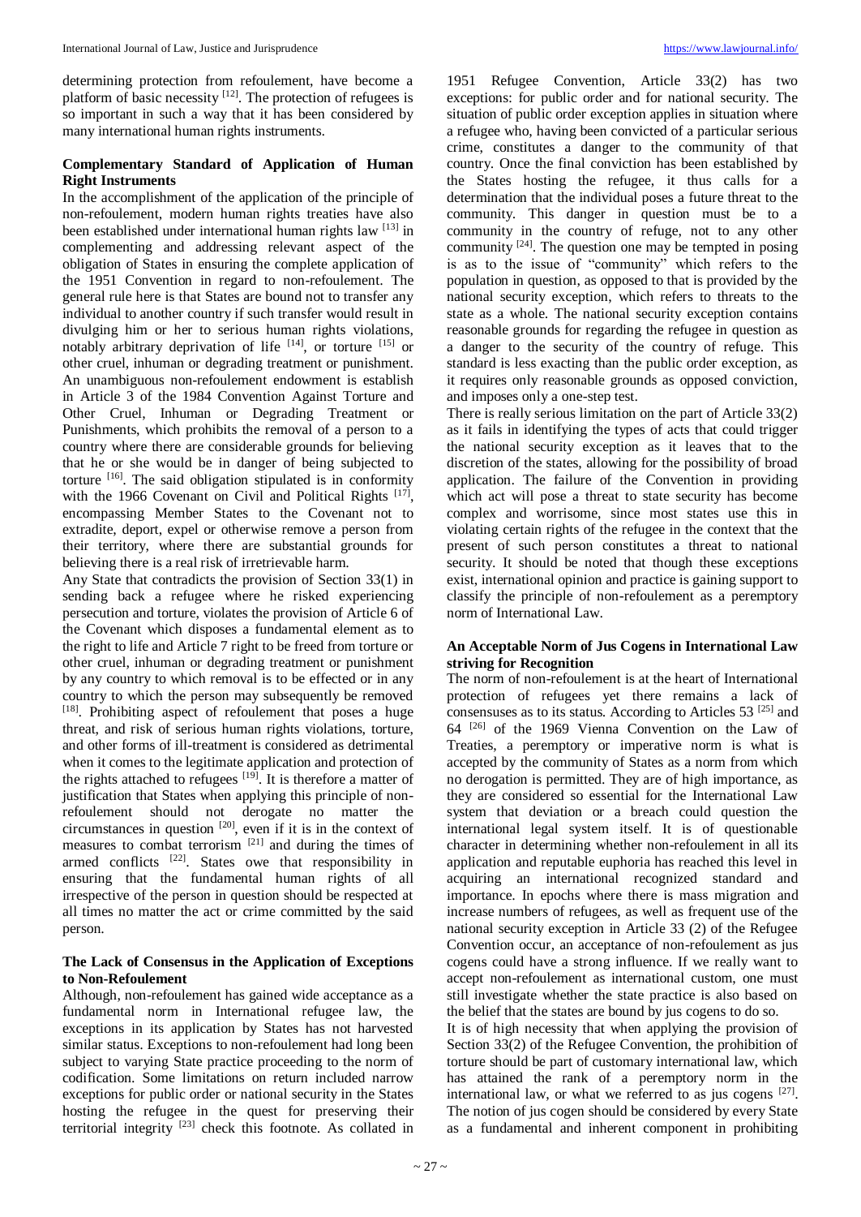determining protection from refoulement, have become a platform of basic necessity [12]. The protection of refugees is so important in such a way that it has been considered by many international human rights instruments.

### Complementary Standard of Application of Human Right Instruments

In the accomplishment of the application of the principle of non-refoulement, modern human rights treaties have also been established under international human rights law [13] in complementing and addressing relevant aspect of the obligation of States in ensuring the complete application of the 1951 Convention in regard to non-refoulement. The general rule here is that States are bound not to transfer any individual to another country if such transfer would result in divulging him or her to serious human rights violations, notably arbitrary deprivation of life [14], or torture [15] or other cruel, inhuman or degrading treatment or punishment. An unambiguous non-refoulement endowment is establish in Article 3 of the 1984 Convention Against Torture and Other Cruel, Inhuman or Degrading Treatment or Punishments, which prohibits the removal of a person to a country where there are considerable grounds for believing that he or she would be in danger of being subjected to torture [16]. The said obligation stipulated is in conformity with the 1966 Covenant on Civil and Political Rights [17], encompassing Member States to the Covenant not to extradite, deport, expel or otherwise remove a person from their territory, where there are substantial grounds for believing there is a real risk of irretrievable harm.

Any State that contradicts the provision of Section 33(1) in sending back a refugee where he risked experiencing persecution and torture, violates the provision of Article 6 of the Covenant which disposes a fundamental element as to the right to life and Article 7 right to be freed from torture or other cruel, inhuman or degrading treatment or punishment by any country to which removal is to be effected or in any country to which the person may subsequently be removed [18]. Prohibiting aspect of refoulement that poses a huge threat, and risk of serious human rights violations, torture, and other forms of ill-treatment is considered as detrimental when it comes to the legitimate application and protection of the rights attached to refugees [19]. It is therefore a matter of justification that States when applying this principle of non-refoulement should not derogate no matter the circumstances in question [20], even if it is in the context of measures to combat terrorism [21] and during the times of armed conflicts [22]. States owe that responsibility in ensuring that the fundamental human rights of all irrespective of the person in question should be respected at all times no matter the act or crime committed by the said person.

### The Lack of Consensus in the Application of Exceptions to Non-Refoulement

Although, non-refoulement has gained wide acceptance as a fundamental norm in International refugee law, the exceptions in its application by States has not harvested similar status. Exceptions to non-refoulement had long been subject to varying State practice proceeding to the norm of codification. Some limitations on return included narrow exceptions for public order or national security in the States hosting the refugee in the quest for preserving their territorial integrity [23] check this footnote. As collated in 1951 Refugee Convention, Article 33(2) has two exceptions: for public order and for national security. The situation of public order exception applies in situation where a refugee who, having been convicted of a particular serious crime, constitutes a danger to the community of that country. Once the final conviction has been established by the States hosting the refugee, it thus calls for a determination that the individual poses a future threat to the community. This danger in question must be to a community in the country of refuge, not to any other community [24]. The question one may be tempted in posing is as to the issue of "community" which refers to the population in question, as opposed to that is provided by the national security exception, which refers to threats to the state as a whole. The national security exception contains reasonable grounds for regarding the refugee in question as a danger to the security of the country of refuge. This standard is less exacting than the public order exception, as it requires only reasonable grounds as opposed conviction, and imposes only a one-step test.

There is really serious limitation on the part of Article 33(2) as it fails in identifying the types of acts that could trigger the national security exception as it leaves that to the discretion of the states, allowing for the possibility of broad application. The failure of the Convention in providing which act will pose a threat to state security has become complex and worrisome, since most states use this in violating certain rights of the refugee in the context that the present of such person constitutes a threat to national security. It should be noted that though these exceptions exist, international opinion and practice is gaining support to classify the principle of non-refoulement as a peremptory norm of International Law.

### An Acceptable Norm of Jus Cogens in International Law striving for Recognition

The norm of non-refoulement is at the heart of International protection of refugees yet there remains a lack of consensuses as to its status. According to Articles 53 [25] and 64 [26] of the 1969 Vienna Convention on the Law of Treaties, a peremptory or imperative norm is what is accepted by the community of States as a norm from which no derogation is permitted. They are of high importance, as they are considered so essential for the International Law system that deviation or a breach could question the international legal system itself. It is of questionable character in determining whether non-refoulement in all its application and reputable euphoria has reached this level in acquiring an international recognized standard and importance. In epochs where there is mass migration and increase numbers of refugees, as well as frequent use of the national security exception in Article 33 (2) of the Refugee Convention occur, an acceptance of non-refoulement as jus cogens could have a strong influence. If we really want to accept non-refoulement as international custom, one must still investigate whether the state practice is also based on the belief that the states are bound by jus cogens to do so.

It is of high necessity that when applying the provision of Section 33(2) of the Refugee Convention, the prohibition of torture should be part of customary international law, which has attained the rank of a peremptory norm in the international law, or what we referred to as jus cogens [27]. The notion of jus cogen should be considered by every State as a fundamental and inherent component in prohibiting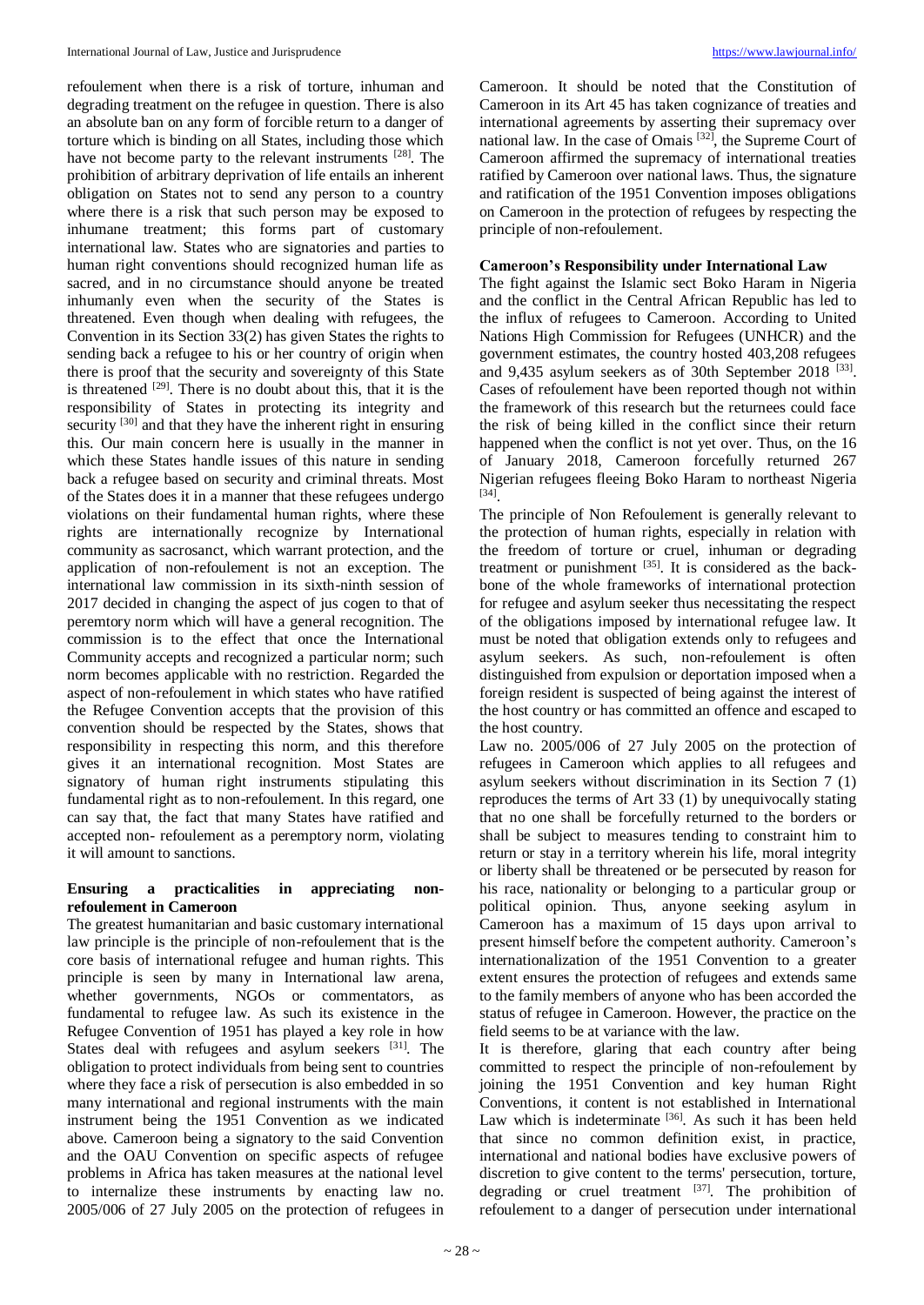refoulement when there is a risk of torture, inhuman and degrading treatment on the refugee in question. There is also an absolute ban on any form of forcible return to a danger of torture which is binding on all States, including those which have not become party to the relevant instruments [28]. The prohibition of arbitrary deprivation of life entails an inherent obligation on States not to send any person to a country where there is a risk that such person may be exposed to inhumane treatment; this forms part of customary international law. States who are signatories and parties to human right conventions should recognized human life as sacred, and in no circumstance should anyone be treated inhumanly even when the security of the States is threatened. Even though when dealing with refugees, the Convention in its Section 33(2) has given States the rights to sending back a refugee to his or her country of origin when there is proof that the security and sovereignty of this State is threatened [29]. There is no doubt about this, that it is the responsibility of States in protecting its integrity and security [30] and that they have the inherent right in ensuring this. Our main concern here is usually in the manner in which these States handle issues of this nature in sending back a refugee based on security and criminal threats. Most of the States does it in a manner that these refugees undergo violations on their fundamental human rights, where these rights are internationally recognize by International community as sacrosanct, which warrant protection, and the application of non-refoulement is not an exception. The international law commission in its sixth-ninth session of 2017 decided in changing the aspect of jus cogen to that of peremtory norm which will have a general recognition. The commission is to the effect that once the International Community accepts and recognized a particular norm; such norm becomes applicable with no restriction. Regarded the aspect of non-refoulement in which states who have ratified the Refugee Convention accepts that the provision of this convention should be respected by the States, shows that responsibility in respecting this norm, and this therefore gives it an international recognition. Most States are signatory of human right instruments stipulating this fundamental right as to non-refoulement. In this regard, one can say that, the fact that many States have ratified and accepted non- refoulement as a peremptory norm, violating it will amount to sanctions.

## Ensuring a practicalities in appreciating non-refoulement in Cameroon

The greatest humanitarian and basic customary international law principle is the principle of non-refoulement that is the core basis of international refugee and human rights. This principle is seen by many in International law arena, whether governments, NGOs or commentators, as fundamental to refugee law. As such its existence in the Refugee Convention of 1951 has played a key role in how States deal with refugees and asylum seekers [31]. The obligation to protect individuals from being sent to countries where they face a risk of persecution is also embedded in so many international and regional instruments with the main instrument being the 1951 Convention as we indicated above. Cameroon being a signatory to the said Convention and the OAU Convention on specific aspects of refugee problems in Africa has taken measures at the national level to internalize these instruments by enacting law no. 2005/006 of 27 July 2005 on the protection of refugees in Cameroon. It should be noted that the Constitution of Cameroon in its Art 45 has taken cognizance of treaties and international agreements by asserting their supremacy over national law. In the case of Omais [32], the Supreme Court of Cameroon affirmed the supremacy of international treaties ratified by Cameroon over national laws. Thus, the signature and ratification of the 1951 Convention imposes obligations on Cameroon in the protection of refugees by respecting the principle of non-refoulement.

## Cameroon's Responsibility under International Law

The fight against the Islamic sect Boko Haram in Nigeria and the conflict in the Central African Republic has led to the influx of refugees to Cameroon. According to United Nations High Commission for Refugees (UNHCR) and the government estimates, the country hosted 403,208 refugees and 9,435 asylum seekers as of 30th September 2018 [33]. Cases of refoulement have been reported though not within the framework of this research but the returnees could face the risk of being killed in the conflict since their return happened when the conflict is not yet over. Thus, on the 16 of January 2018, Cameroon forcefully returned 267 Nigerian refugees fleeing Boko Haram to northeast Nigeria [34].

The principle of Non Refoulement is generally relevant to the protection of human rights, especially in relation with the freedom of torture or cruel, inhuman or degrading treatment or punishment [35]. It is considered as the back-bone of the whole frameworks of international protection for refugee and asylum seeker thus necessitating the respect of the obligations imposed by international refugee law. It must be noted that obligation extends only to refugees and asylum seekers. As such, non-refoulement is often distinguished from expulsion or deportation imposed when a foreign resident is suspected of being against the interest of the host country or has committed an offence and escaped to the host country.

Law no. 2005/006 of 27 July 2005 on the protection of refugees in Cameroon which applies to all refugees and asylum seekers without discrimination in its Section 7 (1) reproduces the terms of Art 33 (1) by unequivocally stating that no one shall be forcefully returned to the borders or shall be subject to measures tending to constraint him to return or stay in a territory wherein his life, moral integrity or liberty shall be threatened or be persecuted by reason for his race, nationality or belonging to a particular group or political opinion. Thus, anyone seeking asylum in Cameroon has a maximum of 15 days upon arrival to present himself before the competent authority. Cameroon's internationalization of the 1951 Convention to a greater extent ensures the protection of refugees and extends same to the family members of anyone who has been accorded the status of refugee in Cameroon. However, the practice on the field seems to be at variance with the law.

It is therefore, glaring that each country after being committed to respect the principle of non-refoulement by joining the 1951 Convention and key human Right Conventions, it content is not established in International Law which is indeterminate [36]. As such it has been held that since no common definition exist, in practice, international and national bodies have exclusive powers of discretion to give content to the terms' persecution, torture, degrading or cruel treatment [37]. The prohibition of refoulement to a danger of persecution under international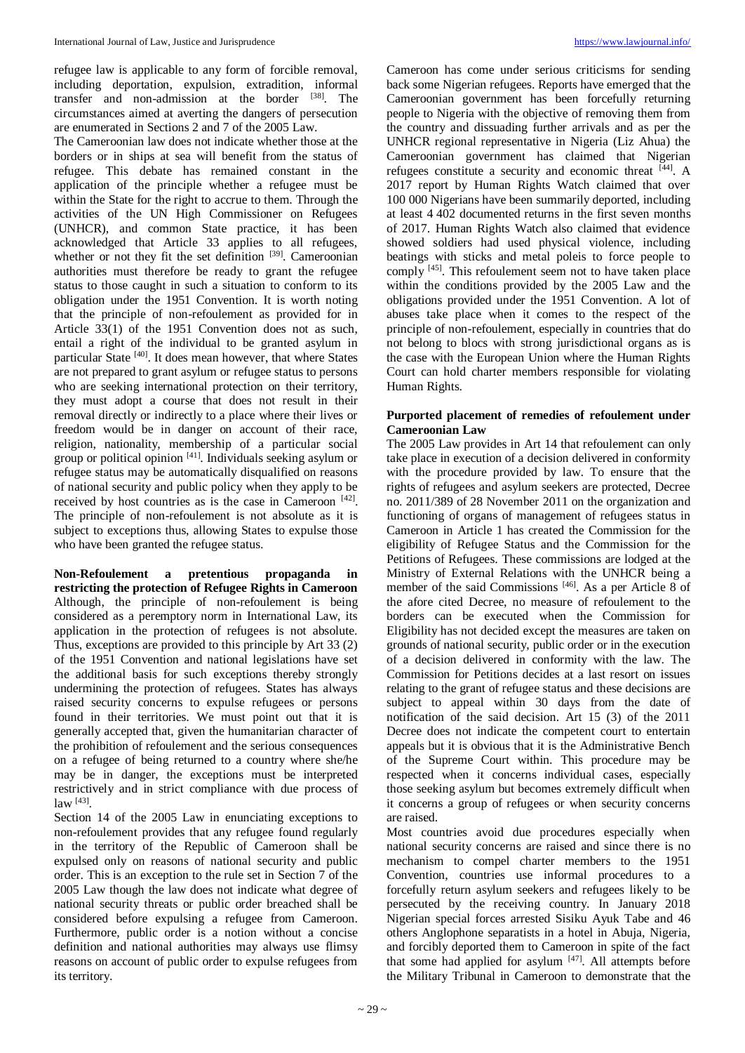refugee law is applicable to any form of forcible removal, including deportation, expulsion, extradition, informal transfer and non-admission at the border [38]. The circumstances aimed at averting the dangers of persecution are enumerated in Sections 2 and 7 of the 2005 Law.

The Cameroonian law does not indicate whether those at the borders or in ships at sea will benefit from the status of refugee. This debate has remained constant in the application of the principle whether a refugee must be within the State for the right to accrue to them. Through the activities of the UN High Commissioner on Refugees (UNHCR), and common State practice, it has been acknowledged that Article 33 applies to all refugees, whether or not they fit the set definition [39]. Cameroonian authorities must therefore be ready to grant the refugee status to those caught in such a situation to conform to its obligation under the 1951 Convention. It is worth noting that the principle of non-refoulement as provided for in Article 33(1) of the 1951 Convention does not as such, entail a right of the individual to be granted asylum in particular State [40]. It does mean however, that where States are not prepared to grant asylum or refugee status to persons who are seeking international protection on their territory, they must adopt a course that does not result in their removal directly or indirectly to a place where their lives or freedom would be in danger on account of their race, religion, nationality, membership of a particular social group or political opinion [41]. Individuals seeking asylum or refugee status may be automatically disqualified on reasons of national security and public policy when they apply to be received by host countries as is the case in Cameroon [42]. The principle of non-refoulement is not absolute as it is subject to exceptions thus, allowing States to expulse those who have been granted the refugee status.

**Non-Refoulement a pretentious propaganda in restricting the protection of Refugee Rights in Cameroon**

Although, the principle of non-refoulement is being considered as a peremptory norm in International Law, its application in the protection of refugees is not absolute. Thus, exceptions are provided to this principle by Art 33 (2) of the 1951 Convention and national legislations have set the additional basis for such exceptions thereby strongly undermining the protection of refugees. States has always raised security concerns to expulse refugees or persons found in their territories. We must point out that it is generally accepted that, given the humanitarian character of the prohibition of refoulement and the serious consequences on a refugee of being returned to a country where she/he may be in danger, the exceptions must be interpreted restrictively and in strict compliance with due process of law [43].

Section 14 of the 2005 Law in enunciating exceptions to non-refoulement provides that any refugee found regularly in the territory of the Republic of Cameroon shall be expulsed only on reasons of national security and public order. This is an exception to the rule set in Section 7 of the 2005 Law though the law does not indicate what degree of national security threats or public order breached shall be considered before expulsing a refugee from Cameroon. Furthermore, public order is a notion without a concise definition and national authorities may always use flimsy reasons on account of public order to expulse refugees from its territory.

Cameroon has come under serious criticisms for sending back some Nigerian refugees. Reports have emerged that the Cameroonian government has been forcefully returning people to Nigeria with the objective of removing them from the country and dissuading further arrivals and as per the UNHCR regional representative in Nigeria (Liz Ahua) the Cameroonian government has claimed that Nigerian refugees constitute a security and economic threat [44]. A 2017 report by Human Rights Watch claimed that over 100 000 Nigerians have been summarily deported, including at least 4 402 documented returns in the first seven months of 2017. Human Rights Watch also claimed that evidence showed soldiers had used physical violence, including beatings with sticks and metal poleis to force people to comply [45]. This refoulement seem not to have taken place within the conditions provided by the 2005 Law and the obligations provided under the 1951 Convention. A lot of abuses take place when it comes to the respect of the principle of non-refoulement, especially in countries that do not belong to blocs with strong jurisdictional organs as is the case with the European Union where the Human Rights Court can hold charter members responsible for violating Human Rights.

**Purported placement of remedies of refoulement under Cameroonian Law**

The 2005 Law provides in Art 14 that refoulement can only take place in execution of a decision delivered in conformity with the procedure provided by law. To ensure that the rights of refugees and asylum seekers are protected, Decree no. 2011/389 of 28 November 2011 on the organization and functioning of organs of management of refugees status in Cameroon in Article 1 has created the Commission for the eligibility of Refugee Status and the Commission for the Petitions of Refugees. These commissions are lodged at the Ministry of External Relations with the UNHCR being a member of the said Commissions [46]. As a per Article 8 of the afore cited Decree, no measure of refoulement to the borders can be executed when the Commission for Eligibility has not decided except the measures are taken on grounds of national security, public order or in the execution of a decision delivered in conformity with the law. The Commission for Petitions decides at a last resort on issues relating to the grant of refugee status and these decisions are subject to appeal within 30 days from the date of notification of the said decision. Art 15 (3) of the 2011 Decree does not indicate the competent court to entertain appeals but it is obvious that it is the Administrative Bench of the Supreme Court within. This procedure may be respected when it concerns individual cases, especially those seeking asylum but becomes extremely difficult when it concerns a group of refugees or when security concerns are raised.

Most countries avoid due procedures especially when national security concerns are raised and since there is no mechanism to compel charter members to the 1951 Convention, countries use informal procedures to a forcefully return asylum seekers and refugees likely to be persecuted by the receiving country. In January 2018 Nigerian special forces arrested Sisiku Ayuk Tabe and 46 others Anglophone separatists in a hotel in Abuja, Nigeria, and forcibly deported them to Cameroon in spite of the fact that some had applied for asylum [47]. All attempts before the Military Tribunal in Cameroon to demonstrate that the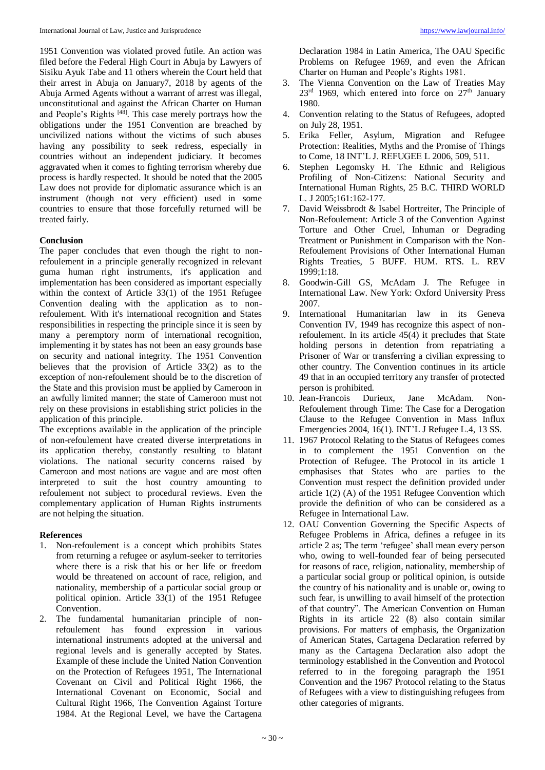1951 Convention was violated proved futile. An action was filed before the Federal High Court in Abuja by Lawyers of Sisiku Ayuk Tabe and 11 others wherein the Court held that their arrest in Abuja on January7, 2018 by agents of the Abuja Armed Agents without a warrant of arrest was illegal, unconstitutional and against the African Charter on Human and People's Rights [48]. This case merely portrays how the obligations under the 1951 Convention are breached by uncivilized nations without the victims of such abuses having any possibility to seek redress, especially in countries without an independent judiciary. It becomes aggravated when it comes to fighting terrorism whereby due process is hardly respected. It should be noted that the 2005 Law does not provide for diplomatic assurance which is an instrument (though not very efficient) used in some countries to ensure that those forcefully returned will be treated fairly.

## Conclusion

The paper concludes that even though the right to non-refoulement in a principle generally recognized in relevant guma human right instruments, it's application and implementation has been considered as important especially within the context of Article 33(1) of the 1951 Refugee Convention dealing with the application as to non-refoulement. With it's international recognition and States responsibilities in respecting the principle since it is seen by many a peremptory norm of international recognition, implementing it by states has not been an easy grounds base on security and national integrity. The 1951 Convention believes that the provision of Article 33(2) as to the exception of non-refoulement should be to the discretion of the State and this provision must be applied by Cameroon in an awfully limited manner; the state of Cameroon must not rely on these provisions in establishing strict policies in the application of this principle.

The exceptions available in the application of the principle of non-refoulement have created diverse interpretations in its application thereby, constantly resulting to blatant violations. The national security concerns raised by Cameroon and most nations are vague and are most often interpreted to suit the host country amounting to refoulement not subject to procedural reviews. Even the complementary application of Human Rights instruments are not helping the situation.

## References

1. Non-refoulement is a concept which prohibits States from returning a refugee or asylum-seeker to territories where there is a risk that his or her life or freedom would be threatened on account of race, religion, and nationality, membership of a particular social group or political opinion. Article 33(1) of the 1951 Refugee Convention.
2. The fundamental humanitarian principle of non-refoulement has found expression in various international instruments adopted at the universal and regional levels and is generally accepted by States. Example of these include the United Nation Convention on the Protection of Refugees 1951, The International Covenant on Civil and Political Right 1966, the International Covenant on Economic, Social and Cultural Right 1966, The Convention Against Torture 1984. At the Regional Level, we have the Cartagena Declaration 1984 in Latin America, The OAU Specific Problems on Refugee 1969, and even the African Charter on Human and People's Rights 1981.
3. The Vienna Convention on the Law of Treaties May 23rd 1969, which entered into force on 27th January 1980.
4. Convention relating to the Status of Refugees, adopted on July 28, 1951.
5. Erika Feller, Asylum, Migration and Refugee Protection: Realities, Myths and the Promise of Things to Come, 18 INT'L J. REFUGEE L 2006, 509, 511.
6. Stephen Legomsky H. The Ethnic and Religious Profiling of Non-Citizens: National Security and International Human Rights, 25 B.C. THIRD WORLD L. J 2005;161:162-177.
7. David Weissbrodt & Isabel Hortreiter, The Principle of Non-Refoulement: Article 3 of the Convention Against Torture and Other Cruel, Inhuman or Degrading Treatment or Punishment in Comparison with the Non-Refoulement Provisions of Other International Human Rights Treaties, 5 BUFF. HUM. RTS. L. REV 1999;1:18.
8. Goodwin-Gill GS, McAdam J. The Refugee in International Law. New York: Oxford University Press 2007.
9. International Humanitarian law in its Geneva Convention IV, 1949 has recognize this aspect of non-refoulement. In its article 45(4) it precludes that State holding persons in detention from repatriating a Prisoner of War or transferring a civilian expressing to other country. The Convention continues in its article 49 that in an occupied territory any transfer of protected person is prohibited.
10. Jean-Francois Durieux, Jane McAdam. Non-Refoulement through Time: The Case for a Derogation Clause to the Refugee Convention in Mass Influx Emergencies 2004, 16(1). INT'L J Refugee L.4, 13 SS.
11. 1967 Protocol Relating to the Status of Refugees comes in to complement the 1951 Convention on the Protection of Refugee. The Protocol in its article 1 emphasises that States who are parties to the Convention must respect the definition provided under article 1(2) (A) of the 1951 Refugee Convention which provide the definition of who can be considered as a Refugee in International Law.
12. OAU Convention Governing the Specific Aspects of Refugee Problems in Africa, defines a refugee in its article 2 as; The term 'refugee' shall mean every person who, owing to well-founded fear of being persecuted for reasons of race, religion, nationality, membership of a particular social group or political opinion, is outside the country of his nationality and is unable or, owing to such fear, is unwilling to avail himself of the protection of that country". The American Convention on Human Rights in its article 22 (8) also contain similar provisions. For matters of emphasis, the Organization of American States, Cartagena Declaration referred by many as the Cartagena Declaration also adopt the terminology established in the Convention and Protocol referred to in the foregoing paragraph the 1951 Convention and the 1967 Protocol relating to the Status of Refugees with a view to distinguishing refugees from other categories of migrants.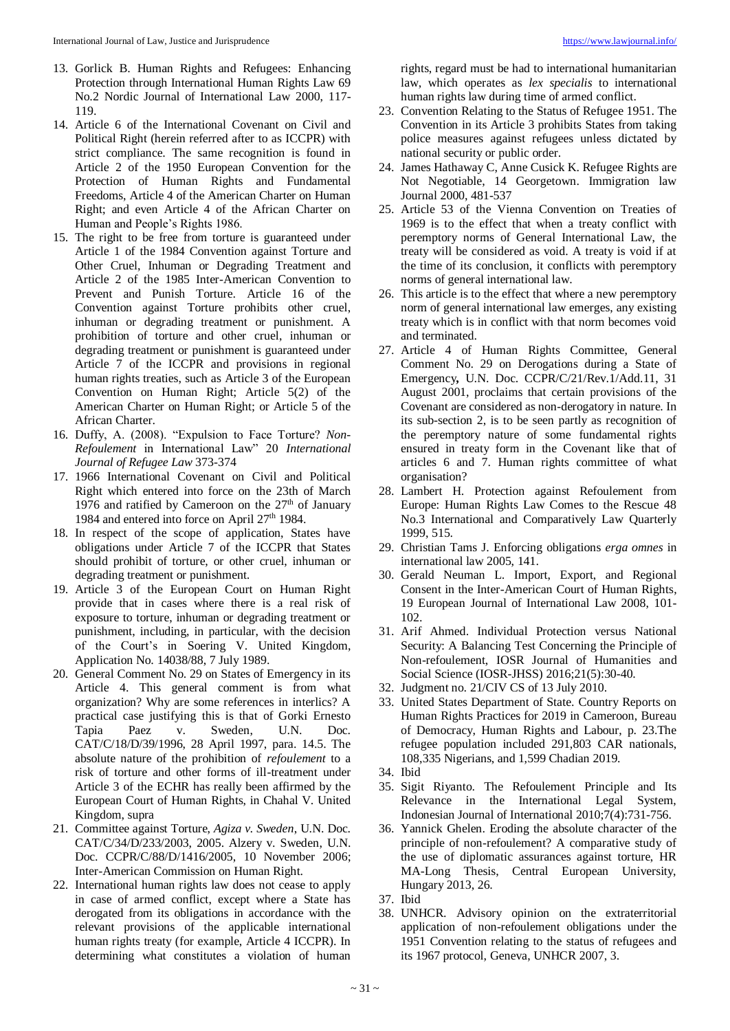13. Gorlick B. Human Rights and Refugees: Enhancing Protection through International Human Rights Law 69 No.2 Nordic Journal of International Law 2000, 117-119.
14. Article 6 of the International Covenant on Civil and Political Right (herein referred after to as ICCPR) with strict compliance. The same recognition is found in Article 2 of the 1950 European Convention for the Protection of Human Rights and Fundamental Freedoms, Article 4 of the American Charter on Human Right; and even Article 4 of the African Charter on Human and People's Rights 1986.
15. The right to be free from torture is guaranteed under Article 1 of the 1984 Convention against Torture and Other Cruel, Inhuman or Degrading Treatment and Article 2 of the 1985 Inter-American Convention to Prevent and Punish Torture. Article 16 of the Convention against Torture prohibits other cruel, inhuman or degrading treatment or punishment. A prohibition of torture and other cruel, inhuman or degrading treatment or punishment is guaranteed under Article 7 of the ICCPR and provisions in regional human rights treaties, such as Article 3 of the European Convention on Human Right; Article 5(2) of the American Charter on Human Right; or Article 5 of the African Charter.
16. Duffy, A. (2008). "Expulsion to Face Torture? *Non-Refoulement* in International Law" 20 *International Journal of Refugee Law* 373-374
17. 1966 International Covenant on Civil and Political Right which entered into force on the 23th of March 1976 and ratified by Cameroon on the 27th of January 1984 and entered into force on April 27th 1984.
18. In respect of the scope of application, States have obligations under Article 7 of the ICCPR that States should prohibit of torture, or other cruel, inhuman or degrading treatment or punishment.
19. Article 3 of the European Court on Human Right provide that in cases where there is a real risk of exposure to torture, inhuman or degrading treatment or punishment, including, in particular, with the decision of the Court's in Soering V. United Kingdom, Application No. 14038/88, 7 July 1989.
20. General Comment No. 29 on States of Emergency in its Article 4. This general comment is from what organization? Why are some references in interlics? A practical case justifying this is that of Gorki Ernesto Tapia Paez v. Sweden, U.N. Doc. CAT/C/18/D/39/1996, 28 April 1997, para. 14.5. The absolute nature of the prohibition of *refoulement* to a risk of torture and other forms of ill-treatment under Article 3 of the ECHR has really been affirmed by the European Court of Human Rights, in Chahal V. United Kingdom, supra
21. Committee against Torture, *Agiza v. Sweden*, U.N. Doc. CAT/C/34/D/233/2003, 2005. Alzery v. Sweden, U.N. Doc. CCPR/C/88/D/1416/2005, 10 November 2006; Inter-American Commission on Human Right.
22. International human rights law does not cease to apply in case of armed conflict, except where a State has derogated from its obligations in accordance with the relevant provisions of the applicable international human rights treaty (for example, Article 4 ICCPR). In determining what constitutes a violation of human rights, regard must be had to international humanitarian law, which operates as *lex specialis* to international human rights law during time of armed conflict.
23. Convention Relating to the Status of Refugee 1951. The Convention in its Article 3 prohibits States from taking police measures against refugees unless dictated by national security or public order.
24. James Hathaway C, Anne Cusick K. Refugee Rights are Not Negotiable, 14 Georgetown. Immigration law Journal 2000, 481-537
25. Article 53 of the Vienna Convention on Treaties of 1969 is to the effect that when a treaty conflict with peremptory norms of General International Law, the treaty will be considered as void. A treaty is void if at the time of its conclusion, it conflicts with peremptory norms of general international law.
26. This article is to the effect that where a new peremptory norm of general international law emerges, any existing treaty which is in conflict with that norm becomes void and terminated.
27. Article 4 of Human Rights Committee, General Comment No. 29 on Derogations during a State of Emergency**,** U.N. Doc. CCPR/C/21/Rev.1/Add.11, 31 August 2001, proclaims that certain provisions of the Covenant are considered as non-derogatory in nature. In its sub-section 2, is to be seen partly as recognition of the peremptory nature of some fundamental rights ensured in treaty form in the Covenant like that of articles 6 and 7. Human rights committee of what organisation?
28. Lambert H. Protection against Refoulement from Europe: Human Rights Law Comes to the Rescue 48 No.3 International and Comparatively Law Quarterly 1999, 515.
29. Christian Tams J. Enforcing obligations *erga omnes* in international law 2005, 141.
30. Gerald Neuman L. Import, Export, and Regional Consent in the Inter-American Court of Human Rights, 19 European Journal of International Law 2008, 101-102.
31. Arif Ahmed. Individual Protection versus National Security: A Balancing Test Concerning the Principle of Non-refoulement, IOSR Journal of Humanities and Social Science (IOSR-JHSS) 2016;21(5):30-40.
32. Judgment no. 21/CIV CS of 13 July 2010.
33. United States Department of State. Country Reports on Human Rights Practices for 2019 in Cameroon, Bureau of Democracy, Human Rights and Labour, p. 23.The refugee population included 291,803 CAR nationals, 108,335 Nigerians, and 1,599 Chadian 2019.
34. Ibid
35. Sigit Riyanto. The Refoulement Principle and Its Relevance in the International Legal System, Indonesian Journal of International 2010;7(4):731-756.
36. Yannick Ghelen. Eroding the absolute character of the principle of non-refoulement? A comparative study of the use of diplomatic assurances against torture, HR MA-Long Thesis, Central European University, Hungary 2013, 26.
37. Ibid
38. UNHCR. Advisory opinion on the extraterritorial application of non-refoulement obligations under the 1951 Convention relating to the status of refugees and its 1967 protocol, Geneva, UNHCR 2007, 3.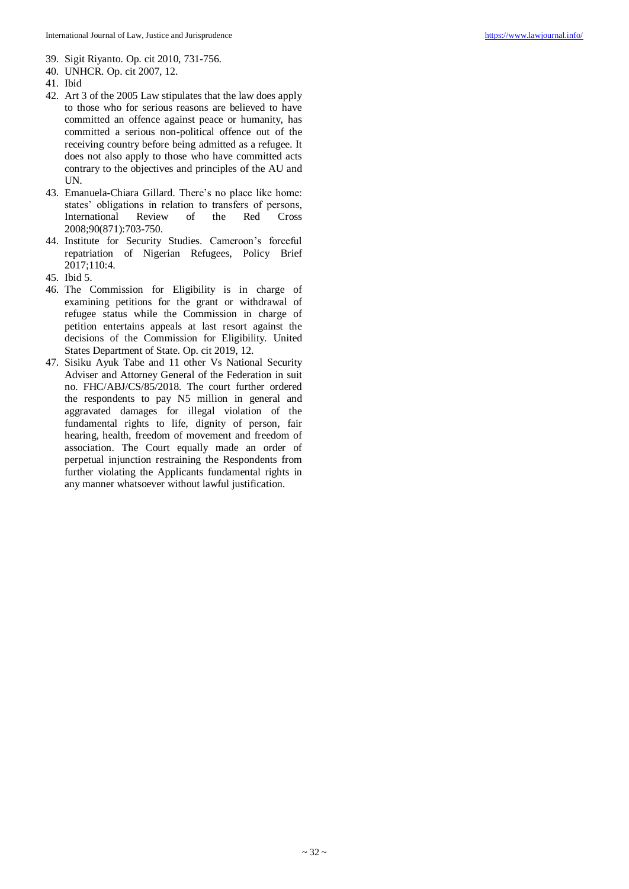39. Sigit Riyanto. Op. cit 2010, 731-756.
40. UNHCR. Op. cit 2007, 12.
41. Ibid
42. Art 3 of the 2005 Law stipulates that the law does apply to those who for serious reasons are believed to have committed an offence against peace or humanity, has committed a serious non-political offence out of the receiving country before being admitted as a refugee. It does not also apply to those who have committed acts contrary to the objectives and principles of the AU and UN.
43. Emanuela-Chiara Gillard. There's no place like home: states' obligations in relation to transfers of persons, International Review of the Red Cross 2008;90(871):703-750.
44. Institute for Security Studies. Cameroon's forceful repatriation of Nigerian Refugees, Policy Brief 2017;110:4.
45. Ibid 5.
46. The Commission for Eligibility is in charge of examining petitions for the grant or withdrawal of refugee status while the Commission in charge of petition entertains appeals at last resort against the decisions of the Commission for Eligibility. United States Department of State. Op. cit 2019, 12.
47. Sisiku Ayuk Tabe and 11 other Vs National Security Adviser and Attorney General of the Federation in suit no. FHC/ABJ/CS/85/2018. The court further ordered the respondents to pay N5 million in general and aggravated damages for illegal violation of the fundamental rights to life, dignity of person, fair hearing, health, freedom of movement and freedom of association. The Court equally made an order of perpetual injunction restraining the Respondents from further violating the Applicants fundamental rights in any manner whatsoever without lawful justification.